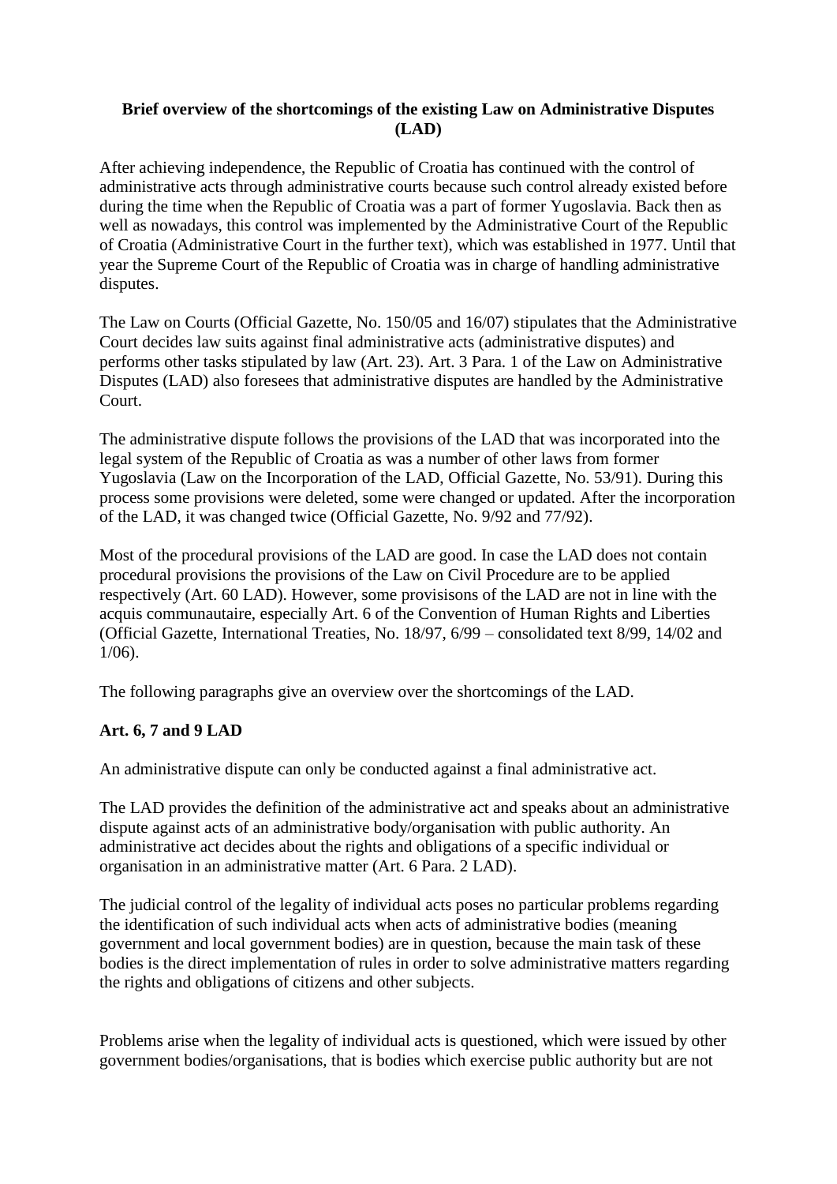**Brief overview of the shortcomings of the existing Law on Administrative Disputes (LAD)**

After achieving independence, the Republic of Croatia has continued with the control of administrative acts through administrative courts because such control already existed before during the time when the Republic of Croatia was a part of former Yugoslavia. Back then as well as nowadays, this control was implemented by the Administrative Court of the Republic of Croatia (Administrative Court in the further text), which was established in 1977. Until that year the Supreme Court of the Republic of Croatia was in charge of handling administrative disputes.

The Law on Courts (Official Gazette, No. 150/05 and 16/07) stipulates that the Administrative Court decides law suits against final administrative acts (administrative disputes) and performs other tasks stipulated by law (Art. 23). Art. 3 Para. 1 of the Law on Administrative Disputes (LAD) also foresees that administrative disputes are handled by the Administrative Court.

The administrative dispute follows the provisions of the LAD that was incorporated into the legal system of the Republic of Croatia as was a number of other laws from former Yugoslavia (Law on the Incorporation of the LAD, Official Gazette, No. 53/91). During this process some provisions were deleted, some were changed or updated. After the incorporation of the LAD, it was changed twice (Official Gazette, No. 9/92 and 77/92).

Most of the procedural provisions of the LAD are good. In case the LAD does not contain procedural provisions the provisions of the Law on Civil Procedure are to be applied respectively (Art. 60 LAD). However, some provisisons of the LAD are not in line with the acquis communautaire, especially Art. 6 of the Convention of Human Rights and Liberties (Official Gazette, International Treaties, No. 18/97, 6/99 – consolidated text 8/99, 14/02 and 1/06).

The following paragraphs give an overview over the shortcomings of the LAD.

**Art. 6, 7 and 9 LAD**

An administrative dispute can only be conducted against a final administrative act.

The LAD provides the definition of the administrative act and speaks about an administrative dispute against acts of an administrative body/organisation with public authority. An administrative act decides about the rights and obligations of a specific individual or organisation in an administrative matter (Art. 6 Para. 2 LAD).

The judicial control of the legality of individual acts poses no particular problems regarding the identification of such individual acts when acts of administrative bodies (meaning government and local government bodies) are in question, because the main task of these bodies is the direct implementation of rules in order to solve administrative matters regarding the rights and obligations of citizens and other subjects.

Problems arise when the legality of individual acts is questioned, which were issued by other government bodies/organisations, that is bodies which exercise public authority but are not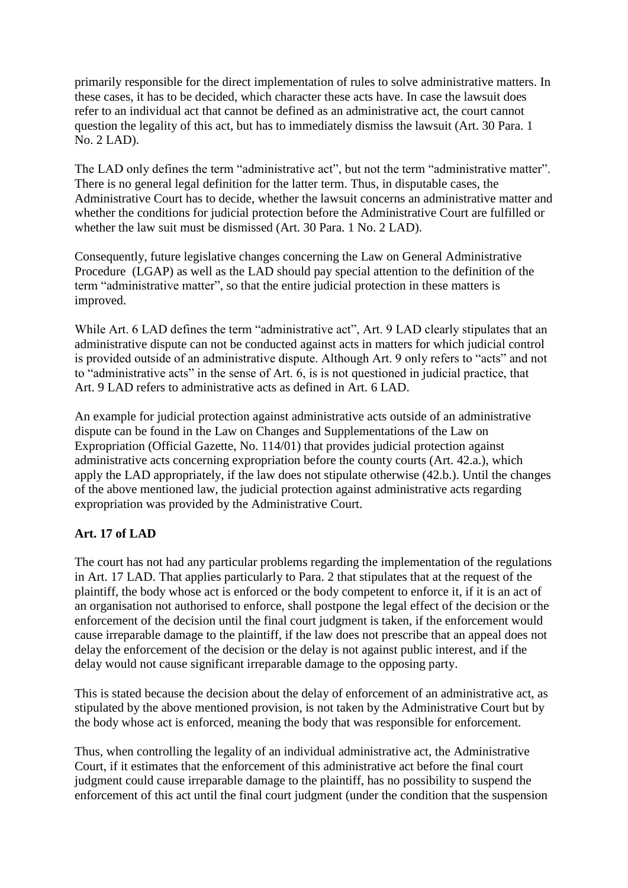primarily responsible for the direct implementation of rules to solve administrative matters. In these cases, it has to be decided, which character these acts have. In case the lawsuit does refer to an individual act that cannot be defined as an administrative act, the court cannot question the legality of this act, but has to immediately dismiss the lawsuit (Art. 30 Para. 1 No. 2 LAD).

The LAD only defines the term "administrative act", but not the term "administrative matter". There is no general legal definition for the latter term. Thus, in disputable cases, the Administrative Court has to decide, whether the lawsuit concerns an administrative matter and whether the conditions for judicial protection before the Administrative Court are fulfilled or whether the law suit must be dismissed (Art. 30 Para. 1 No. 2 LAD).

Consequently, future legislative changes concerning the Law on General Administrative Procedure (LGAP) as well as the LAD should pay special attention to the definition of the term "administrative matter", so that the entire judicial protection in these matters is improved.

While Art. 6 LAD defines the term "administrative act", Art. 9 LAD clearly stipulates that an administrative dispute can not be conducted against acts in matters for which judicial control is provided outside of an administrative dispute. Although Art. 9 only refers to "acts" and not to "administrative acts" in the sense of Art. 6, is is not questioned in judicial practice, that Art. 9 LAD refers to administrative acts as defined in Art. 6 LAD.

An example for judicial protection against administrative acts outside of an administrative dispute can be found in the Law on Changes and Supplementations of the Law on Expropriation (Official Gazette, No. 114/01) that provides judicial protection against administrative acts concerning expropriation before the county courts (Art. 42.a.), which apply the LAD appropriately, if the law does not stipulate otherwise (42.b.). Until the changes of the above mentioned law, the judicial protection against administrative acts regarding expropriation was provided by the Administrative Court.

**Art. 17 of LAD**

The court has not had any particular problems regarding the implementation of the regulations in Art. 17 LAD. That applies particularly to Para. 2 that stipulates that at the request of the plaintiff, the body whose act is enforced or the body competent to enforce it, if it is an act of an organisation not authorised to enforce, shall postpone the legal effect of the decision or the enforcement of the decision until the final court judgment is taken, if the enforcement would cause irreparable damage to the plaintiff, if the law does not prescribe that an appeal does not delay the enforcement of the decision or the delay is not against public interest, and if the delay would not cause significant irreparable damage to the opposing party.

This is stated because the decision about the delay of enforcement of an administrative act, as stipulated by the above mentioned provision, is not taken by the Administrative Court but by the body whose act is enforced, meaning the body that was responsible for enforcement.

Thus, when controlling the legality of an individual administrative act, the Administrative Court, if it estimates that the enforcement of this administrative act before the final court judgment could cause irreparable damage to the plaintiff, has no possibility to suspend the enforcement of this act until the final court judgment (under the condition that the suspension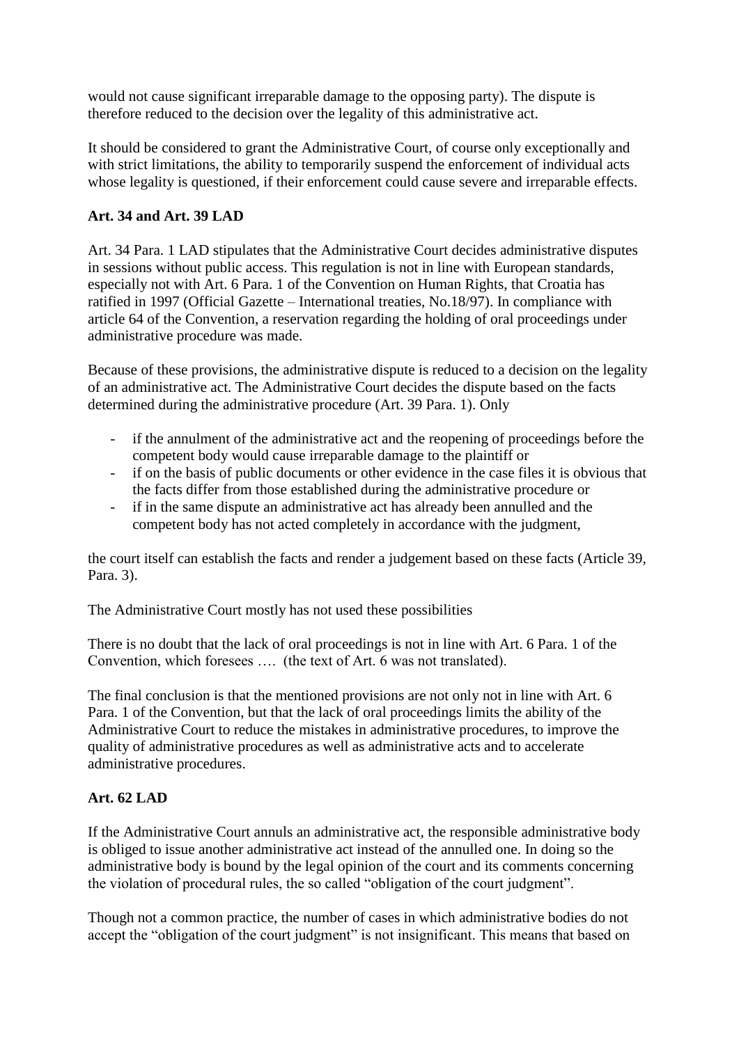would not cause significant irreparable damage to the opposing party). The dispute is therefore reduced to the decision over the legality of this administrative act.

It should be considered to grant the Administrative Court, of course only exceptionally and with strict limitations, the ability to temporarily suspend the enforcement of individual acts whose legality is questioned, if their enforcement could cause severe and irreparable effects.

**Art. 34 and Art. 39 LAD**

Art. 34 Para. 1 LAD stipulates that the Administrative Court decides administrative disputes in sessions without public access. This regulation is not in line with European standards, especially not with Art. 6 Para. 1 of the Convention on Human Rights, that Croatia has ratified in 1997 (Official Gazette – International treaties, No.18/97). In compliance with article 64 of the Convention, a reservation regarding the holding of oral proceedings under administrative procedure was made.

Because of these provisions, the administrative dispute is reduced to a decision on the legality of an administrative act. The Administrative Court decides the dispute based on the facts determined during the administrative procedure (Art. 39 Para. 1). Only

- if the annulment of the administrative act and the reopening of proceedings before the competent body would cause irreparable damage to the plaintiff or
- if on the basis of public documents or other evidence in the case files it is obvious that the facts differ from those established during the administrative procedure or
- if in the same dispute an administrative act has already been annulled and the competent body has not acted completely in accordance with the judgment,

the court itself can establish the facts and render a judgement based on these facts (Article 39, Para. 3).

The Administrative Court mostly has not used these possibilities

There is no doubt that the lack of oral proceedings is not in line with Art. 6 Para. 1 of the Convention, which foresees …. (the text of Art. 6 was not translated).

The final conclusion is that the mentioned provisions are not only not in line with Art. 6 Para. 1 of the Convention, but that the lack of oral proceedings limits the ability of the Administrative Court to reduce the mistakes in administrative procedures, to improve the quality of administrative procedures as well as administrative acts and to accelerate administrative procedures.

**Art. 62 LAD**

If the Administrative Court annuls an administrative act, the responsible administrative body is obliged to issue another administrative act instead of the annulled one. In doing so the administrative body is bound by the legal opinion of the court and its comments concerning the violation of procedural rules, the so called "obligation of the court judgment".

Though not a common practice, the number of cases in which administrative bodies do not accept the "obligation of the court judgment" is not insignificant. This means that based on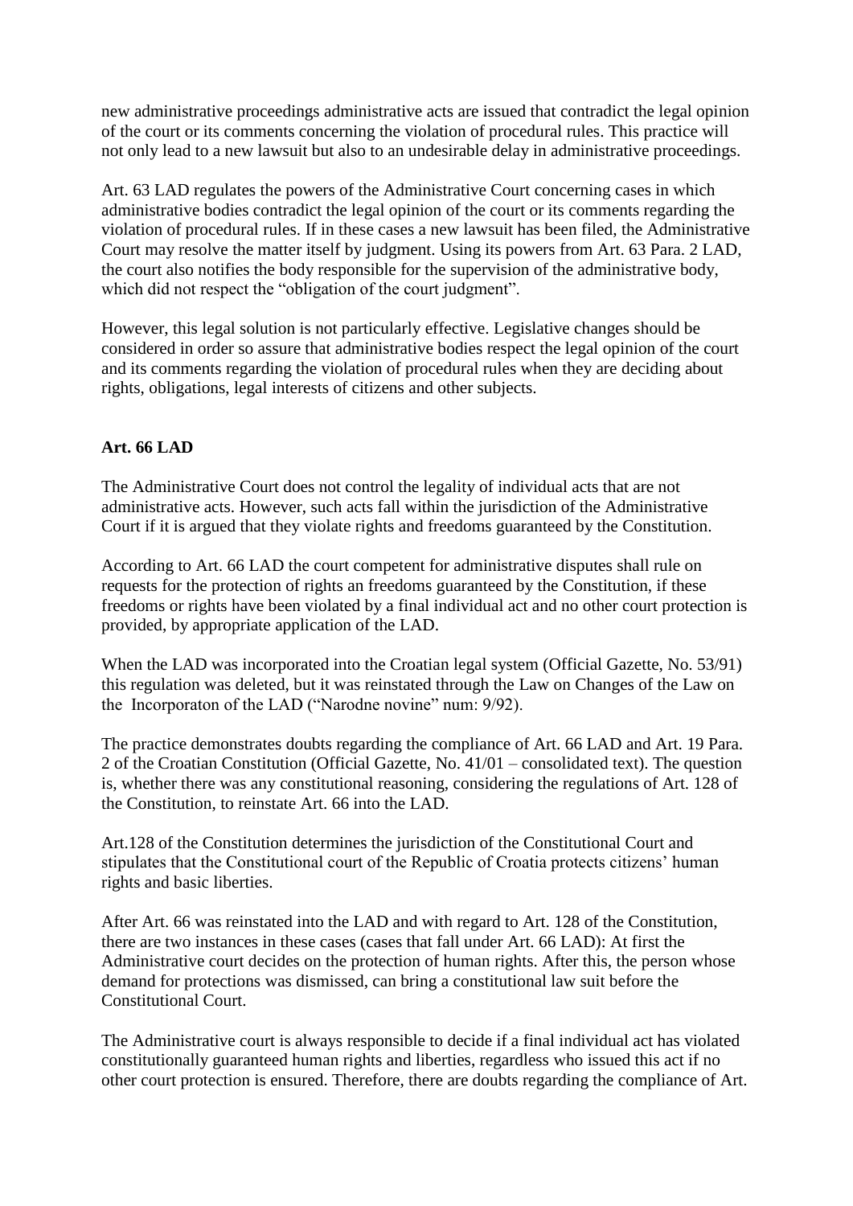new administrative proceedings administrative acts are issued that contradict the legal opinion of the court or its comments concerning the violation of procedural rules. This practice will not only lead to a new lawsuit but also to an undesirable delay in administrative proceedings.

Art. 63 LAD regulates the powers of the Administrative Court concerning cases in which administrative bodies contradict the legal opinion of the court or its comments regarding the violation of procedural rules. If in these cases a new lawsuit has been filed, the Administrative Court may resolve the matter itself by judgment. Using its powers from Art. 63 Para. 2 LAD, the court also notifies the body responsible for the supervision of the administrative body, which did not respect the "obligation of the court judgment".

However, this legal solution is not particularly effective. Legislative changes should be considered in order so assure that administrative bodies respect the legal opinion of the court and its comments regarding the violation of procedural rules when they are deciding about rights, obligations, legal interests of citizens and other subjects.

**Art. 66 LAD**

The Administrative Court does not control the legality of individual acts that are not administrative acts. However, such acts fall within the jurisdiction of the Administrative Court if it is argued that they violate rights and freedoms guaranteed by the Constitution.

According to Art. 66 LAD the court competent for administrative disputes shall rule on requests for the protection of rights an freedoms guaranteed by the Constitution, if these freedoms or rights have been violated by a final individual act and no other court protection is provided, by appropriate application of the LAD.

When the LAD was incorporated into the Croatian legal system (Official Gazette, No. 53/91) this regulation was deleted, but it was reinstated through the Law on Changes of the Law on the Incorporaton of the LAD ("Narodne novine" num: 9/92).

The practice demonstrates doubts regarding the compliance of Art. 66 LAD and Art. 19 Para. 2 of the Croatian Constitution (Official Gazette, No. 41/01 – consolidated text). The question is, whether there was any constitutional reasoning, considering the regulations of Art. 128 of the Constitution, to reinstate Art. 66 into the LAD.

Art.128 of the Constitution determines the jurisdiction of the Constitutional Court and stipulates that the Constitutional court of the Republic of Croatia protects citizens' human rights and basic liberties.

After Art. 66 was reinstated into the LAD and with regard to Art. 128 of the Constitution, there are two instances in these cases (cases that fall under Art. 66 LAD): At first the Administrative court decides on the protection of human rights. After this, the person whose demand for protections was dismissed, can bring a constitutional law suit before the Constitutional Court.

The Administrative court is always responsible to decide if a final individual act has violated constitutionally guaranteed human rights and liberties, regardless who issued this act if no other court protection is ensured. Therefore, there are doubts regarding the compliance of Art.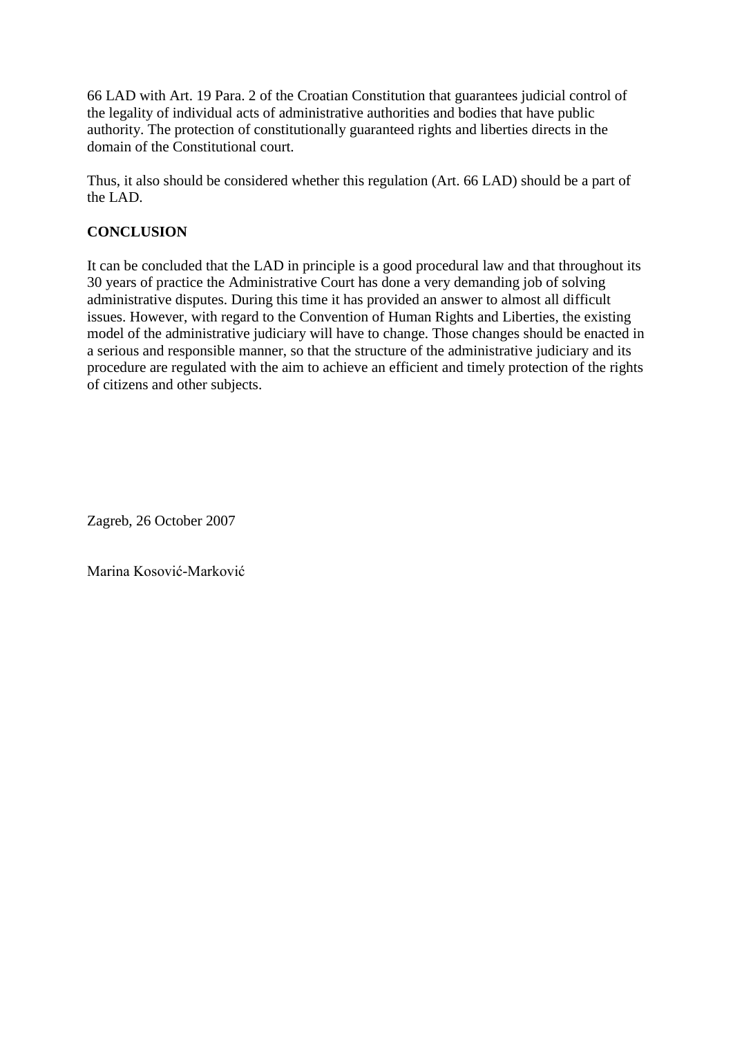66 LAD with Art. 19 Para. 2 of the Croatian Constitution that guarantees judicial control of the legality of individual acts of administrative authorities and bodies that have public authority. The protection of constitutionally guaranteed rights and liberties directs in the domain of the Constitutional court.

Thus, it also should be considered whether this regulation (Art. 66 LAD) should be a part of the LAD.

**CONCLUSION**

It can be concluded that the LAD in principle is a good procedural law and that throughout its 30 years of practice the Administrative Court has done a very demanding job of solving administrative disputes. During this time it has provided an answer to almost all difficult issues. However, with regard to the Convention of Human Rights and Liberties, the existing model of the administrative judiciary will have to change. Those changes should be enacted in a serious and responsible manner, so that the structure of the administrative judiciary and its procedure are regulated with the aim to achieve an efficient and timely protection of the rights of citizens and other subjects.

Zagreb, 26 October 2007

Marina Kosović-Marković